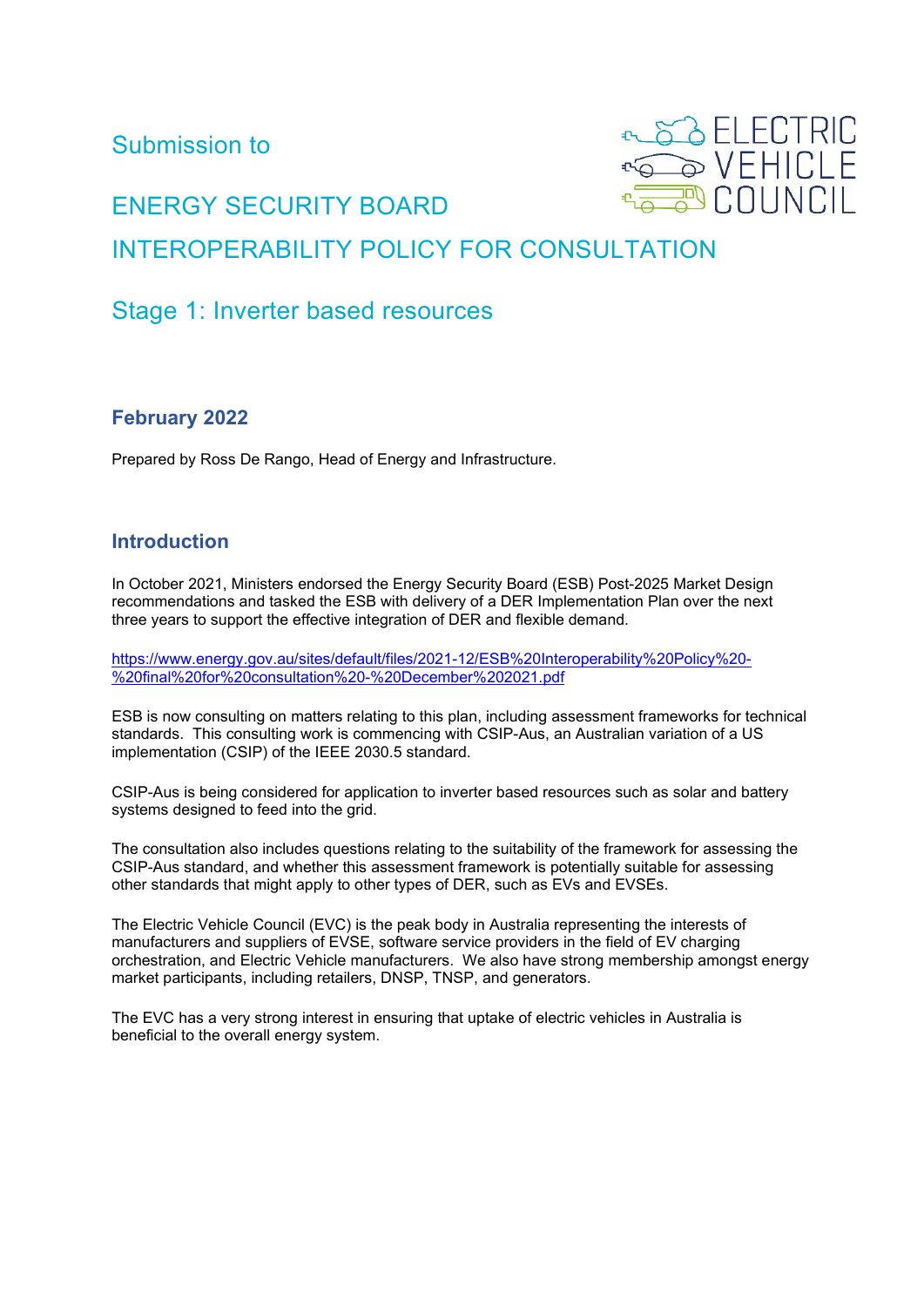Submission to

# ENERGY SECURITY BOARD

# INTEROPERABILITY POLICY FOR CONSULTATION

## Stage 1: Inverter based resources

ELECTRIC VEHICLE COUNCIL

### February 2022

Prepared by Ross De Rango, Head of Energy and Infrastructure.

### Introduction

In October 2021, Ministers endorsed the Energy Security Board (ESB) Post-2025 Market Design recommendations and tasked the ESB with delivery of a DER Implementation Plan over the next three years to support the effective integration of DER and flexible demand.

https://www.energy.gov.au/sites/default/files/2021-12/ESB%20Interoperability%20Policy%20-%20final%20for%20consultation%20-%20December%202021.pdf

ESB is now consulting on matters relating to this plan, including assessment frameworks for technical standards. This consulting work is commencing with CSIP-Aus, an Australian variation of a US implementation (CSIP) of the IEEE 2030.5 standard.

CSIP-Aus is being considered for application to inverter based resources such as solar and battery systems designed to feed into the grid.

The consultation also includes questions relating to the suitability of the framework for assessing the CSIP-Aus standard, and whether this assessment framework is potentially suitable for assessing other standards that might apply to other types of DER, such as EVs and EVSEs.

The Electric Vehicle Council (EVC) is the peak body in Australia representing the interests of manufacturers and suppliers of EVSE, software service providers in the field of EV charging orchestration, and Electric Vehicle manufacturers. We also have strong membership amongst energy market participants, including retailers, DNSP, TNSP, and generators.

The EVC has a very strong interest in ensuring that uptake of electric vehicles in Australia is beneficial to the overall energy system.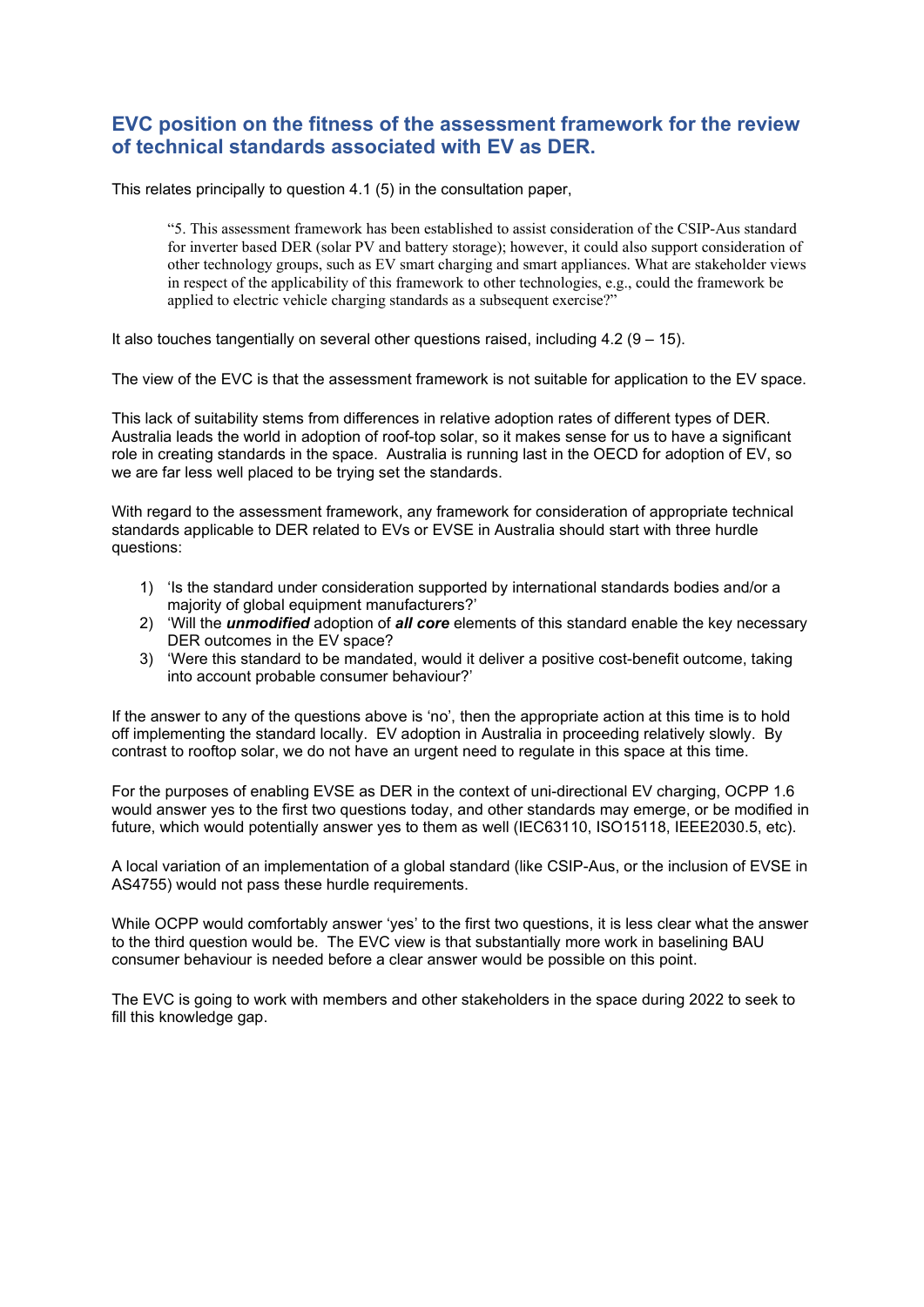## EVC position on the fitness of the assessment framework for the review of technical standards associated with EV as DER.

This relates principally to question 4.1 (5) in the consultation paper,

> "5. This assessment framework has been established to assist consideration of the CSIP-Aus standard for inverter based DER (solar PV and battery storage); however, it could also support consideration of other technology groups, such as EV smart charging and smart appliances. What are stakeholder views in respect of the applicability of this framework to other technologies, e.g., could the framework be applied to electric vehicle charging standards as a subsequent exercise?"

It also touches tangentially on several other questions raised, including 4.2 (9 – 15).

The view of the EVC is that the assessment framework is not suitable for application to the EV space.

This lack of suitability stems from differences in relative adoption rates of different types of DER. Australia leads the world in adoption of roof-top solar, so it makes sense for us to have a significant role in creating standards in the space. Australia is running last in the OECD for adoption of EV, so we are far less well placed to be trying set the standards.

With regard to the assessment framework, any framework for consideration of appropriate technical standards applicable to DER related to EVs or EVSE in Australia should start with three hurdle questions:

1) 'Is the standard under consideration supported by international standards bodies and/or a majority of global equipment manufacturers?'
2) 'Will the ***unmodified*** adoption of ***all core*** elements of this standard enable the key necessary DER outcomes in the EV space?
3) 'Were this standard to be mandated, would it deliver a positive cost-benefit outcome, taking into account probable consumer behaviour?'

If the answer to any of the questions above is 'no', then the appropriate action at this time is to hold off implementing the standard locally. EV adoption in Australia in proceeding relatively slowly. By contrast to rooftop solar, we do not have an urgent need to regulate in this space at this time.

For the purposes of enabling EVSE as DER in the context of uni-directional EV charging, OCPP 1.6 would answer yes to the first two questions today, and other standards may emerge, or be modified in future, which would potentially answer yes to them as well (IEC63110, ISO15118, IEEE2030.5, etc).

A local variation of an implementation of a global standard (like CSIP-Aus, or the inclusion of EVSE in AS4755) would not pass these hurdle requirements.

While OCPP would comfortably answer 'yes' to the first two questions, it is less clear what the answer to the third question would be. The EVC view is that substantially more work in baselining BAU consumer behaviour is needed before a clear answer would be possible on this point.

The EVC is going to work with members and other stakeholders in the space during 2022 to seek to fill this knowledge gap.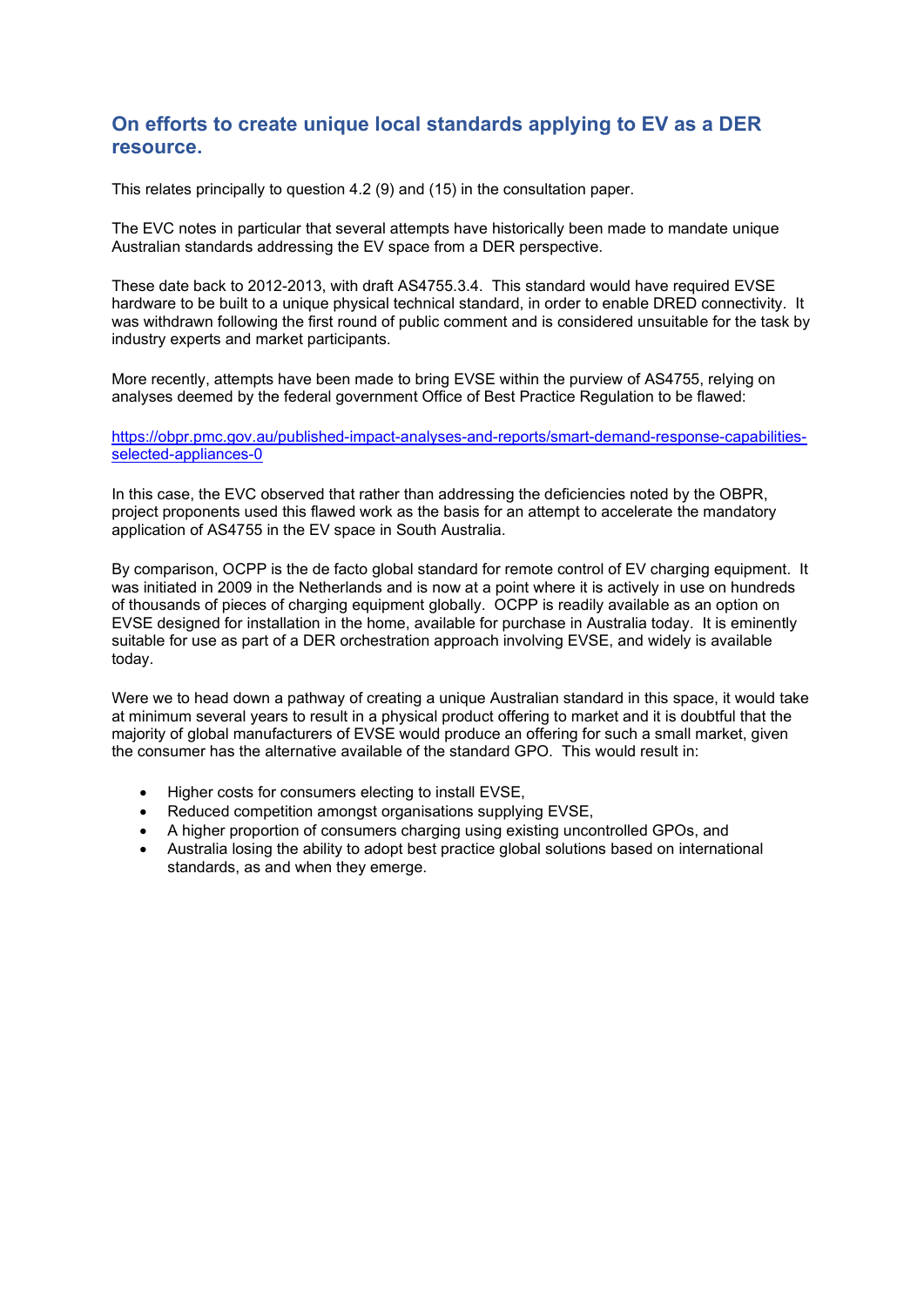## On efforts to create unique local standards applying to EV as a DER resource.

This relates principally to question 4.2 (9) and (15) in the consultation paper.

The EVC notes in particular that several attempts have historically been made to mandate unique Australian standards addressing the EV space from a DER perspective.

These date back to 2012-2013, with draft AS4755.3.4. This standard would have required EVSE hardware to be built to a unique physical technical standard, in order to enable DRED connectivity. It was withdrawn following the first round of public comment and is considered unsuitable for the task by industry experts and market participants.

More recently, attempts have been made to bring EVSE within the purview of AS4755, relying on analyses deemed by the federal government Office of Best Practice Regulation to be flawed:

[https://obpr.pmc.gov.au/published-impact-analyses-and-reports/smart-demand-response-capabilities-selected-appliances-0](https://obpr.pmc.gov.au/published-impact-analyses-and-reports/smart-demand-response-capabilities-selected-appliances-0)

In this case, the EVC observed that rather than addressing the deficiencies noted by the OBPR, project proponents used this flawed work as the basis for an attempt to accelerate the mandatory application of AS4755 in the EV space in South Australia.

By comparison, OCPP is the de facto global standard for remote control of EV charging equipment. It was initiated in 2009 in the Netherlands and is now at a point where it is actively in use on hundreds of thousands of pieces of charging equipment globally. OCPP is readily available as an option on EVSE designed for installation in the home, available for purchase in Australia today. It is eminently suitable for use as part of a DER orchestration approach involving EVSE, and widely is available today.

Were we to head down a pathway of creating a unique Australian standard in this space, it would take at minimum several years to result in a physical product offering to market and it is doubtful that the majority of global manufacturers of EVSE would produce an offering for such a small market, given the consumer has the alternative available of the standard GPO. This would result in:

- Higher costs for consumers electing to install EVSE,
- Reduced competition amongst organisations supplying EVSE,
- A higher proportion of consumers charging using existing uncontrolled GPOs, and
- Australia losing the ability to adopt best practice global solutions based on international standards, as and when they emerge.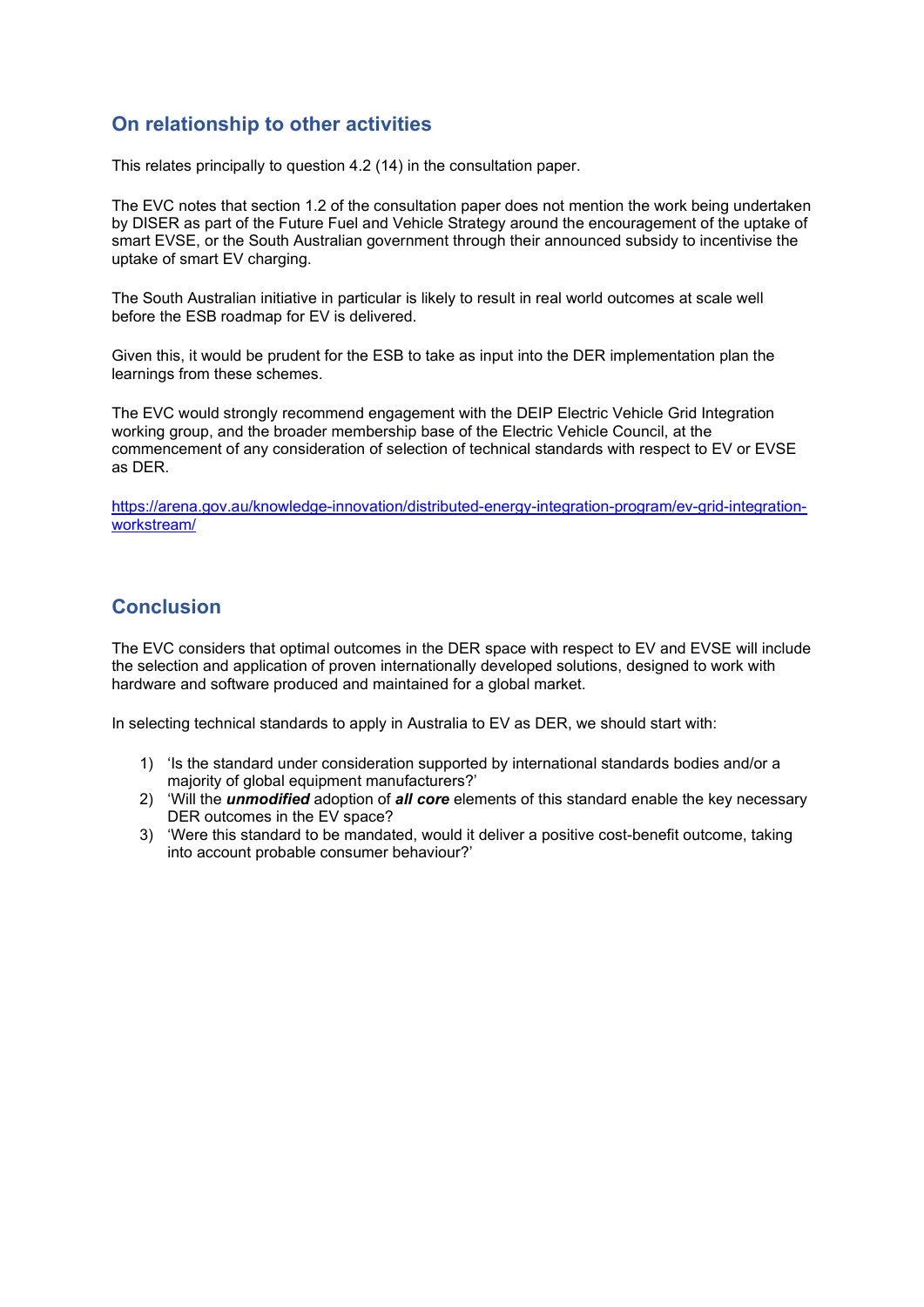## On relationship to other activities

This relates principally to question 4.2 (14) in the consultation paper.

The EVC notes that section 1.2 of the consultation paper does not mention the work being undertaken by DISER as part of the Future Fuel and Vehicle Strategy around the encouragement of the uptake of smart EVSE, or the South Australian government through their announced subsidy to incentivise the uptake of smart EV charging.

The South Australian initiative in particular is likely to result in real world outcomes at scale well before the ESB roadmap for EV is delivered.

Given this, it would be prudent for the ESB to take as input into the DER implementation plan the learnings from these schemes.

The EVC would strongly recommend engagement with the DEIP Electric Vehicle Grid Integration working group, and the broader membership base of the Electric Vehicle Council, at the commencement of any consideration of selection of technical standards with respect to EV or EVSE as DER.

[https://arena.gov.au/knowledge-innovation/distributed-energy-integration-program/ev-grid-integration-workstream/](https://arena.gov.au/knowledge-innovation/distributed-energy-integration-program/ev-grid-integration-workstream/)

## Conclusion

The EVC considers that optimal outcomes in the DER space with respect to EV and EVSE will include the selection and application of proven internationally developed solutions, designed to work with hardware and software produced and maintained for a global market.

In selecting technical standards to apply in Australia to EV as DER, we should start with:

1) 'Is the standard under consideration supported by international standards bodies and/or a majority of global equipment manufacturers?'
2) 'Will the ***unmodified*** adoption of ***all core*** elements of this standard enable the key necessary DER outcomes in the EV space?
3) 'Were this standard to be mandated, would it deliver a positive cost-benefit outcome, taking into account probable consumer behaviour?'